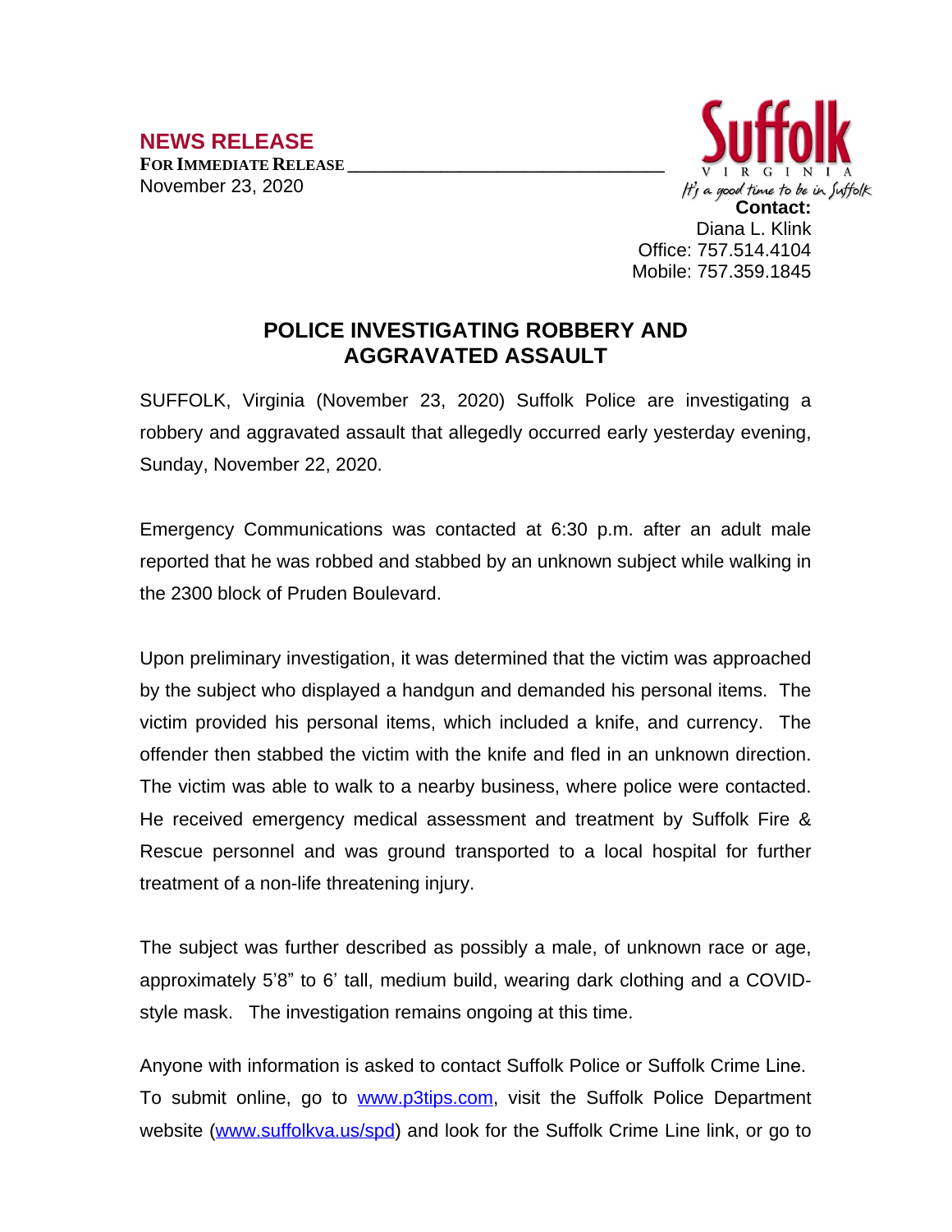**NEWS RELEASE**

**FOR IMMEDIATE RELEASE**

November 23, 2020

Suffolk
VIRGINIA
*It's a good time to be in Suffolk*

**Contact:**
Diana L. Klink
Office: 757.514.4104
Mobile: 757.359.1845

# POLICE INVESTIGATING ROBBERY AND AGGRAVATED ASSAULT

SUFFOLK, Virginia (November 23, 2020) Suffolk Police are investigating a robbery and aggravated assault that allegedly occurred early yesterday evening, Sunday, November 22, 2020.

Emergency Communications was contacted at 6:30 p.m. after an adult male reported that he was robbed and stabbed by an unknown subject while walking in the 2300 block of Pruden Boulevard.

Upon preliminary investigation, it was determined that the victim was approached by the subject who displayed a handgun and demanded his personal items. The victim provided his personal items, which included a knife, and currency. The offender then stabbed the victim with the knife and fled in an unknown direction. The victim was able to walk to a nearby business, where police were contacted. He received emergency medical assessment and treatment by Suffolk Fire & Rescue personnel and was ground transported to a local hospital for further treatment of a non-life threatening injury.

The subject was further described as possibly a male, of unknown race or age, approximately 5'8" to 6' tall, medium build, wearing dark clothing and a COVID-style mask. The investigation remains ongoing at this time.

Anyone with information is asked to contact Suffolk Police or Suffolk Crime Line. To submit online, go to [www.p3tips.com](http://www.p3tips.com), visit the Suffolk Police Department website ([www.suffolkva.us/spd](http://www.suffolkva.us/spd)) and look for the Suffolk Crime Line link, or go to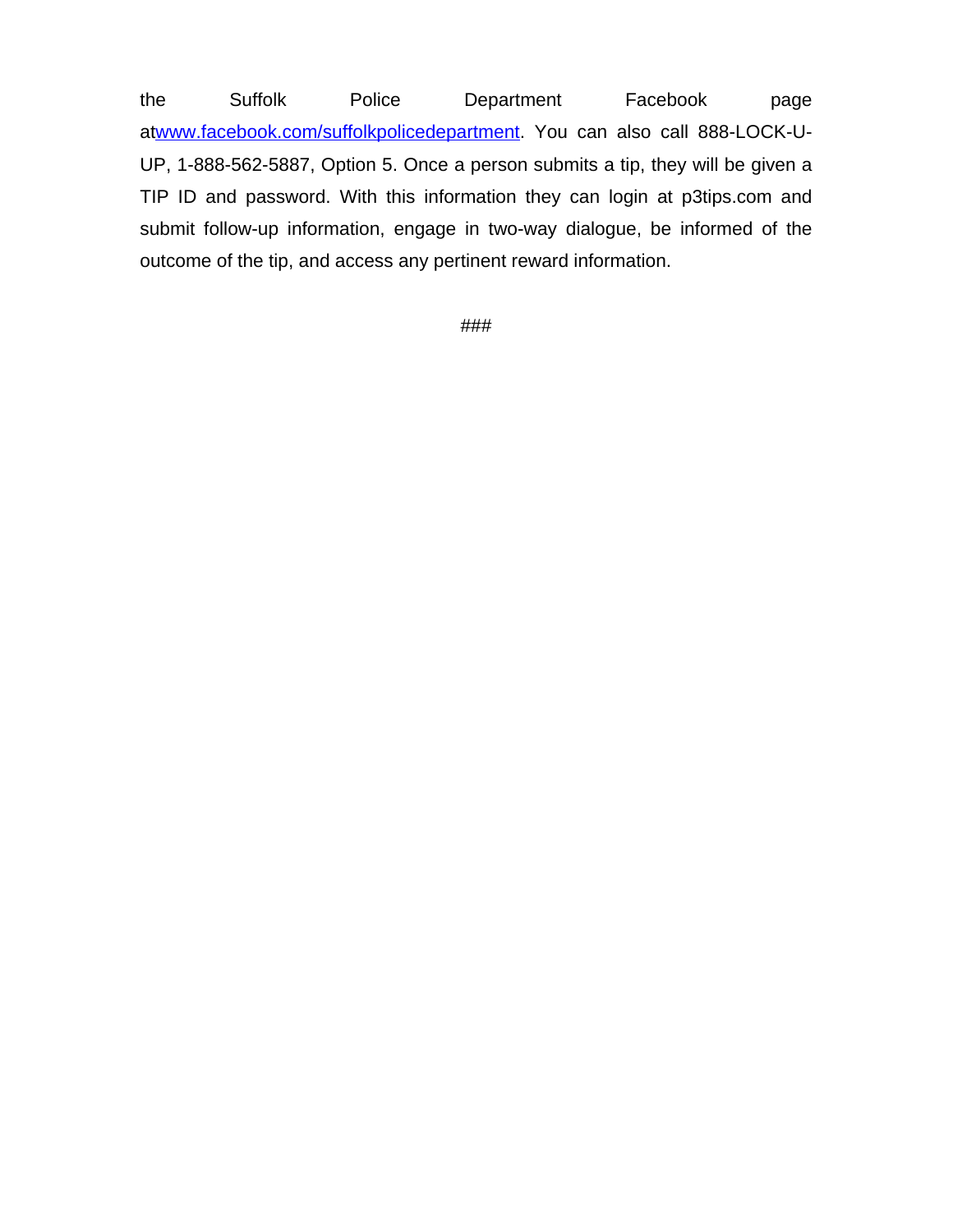the Suffolk Police Department Facebook page atwww.facebook.com/suffolkpolicedepartment. You can also call 888-LOCK-U-UP, 1-888-562-5887, Option 5. Once a person submits a tip, they will be given a TIP ID and password. With this information they can login at p3tips.com and submit follow-up information, engage in two-way dialogue, be informed of the outcome of the tip, and access any pertinent reward information.

###